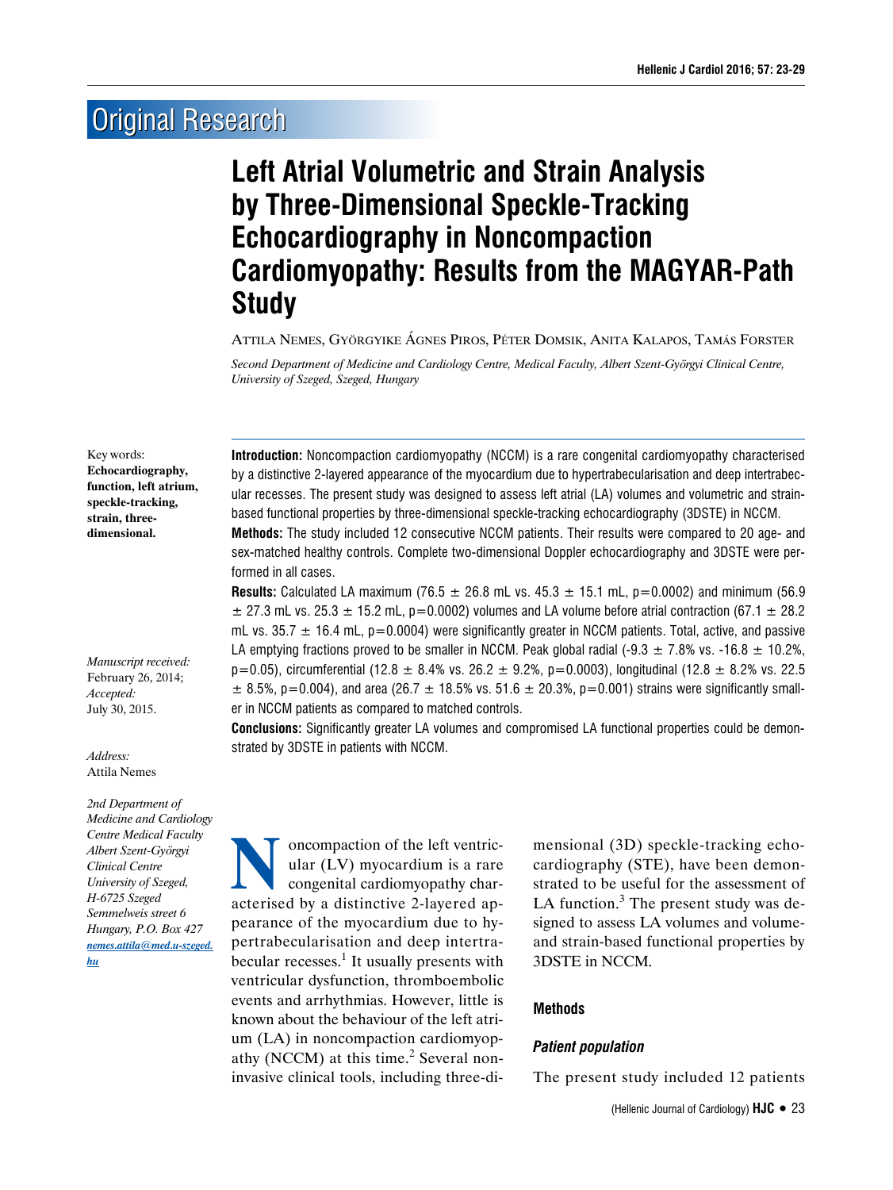Original Research

# Left Atrial Volumetric and Strain Analysis by Three-Dimensional Speckle-Tracking Echocardiography in Noncompaction Cardiomyopathy: Results from the MAGYAR-Path Study

Attila Nemes, Györgyike Ágnes Piros, Péter Domsik, Anita Kalapos, Tamás Forster

*Second Department of Medicine and Cardiology Centre, Medical Faculty, Albert Szent-Györgyi Clinical Centre, University of Szeged, Szeged, Hungary*

Key words: **Echocardiography, function, left atrium, speckle-tracking, strain, three-dimensional.**

*Manuscript received:* February 26, 2014; *Accepted:* July 30, 2015.

*Address:* Attila Nemes

*2nd Department of Medicine and Cardiology Centre Medical Faculty Albert Szent-Györgyi Clinical Centre University of Szeged, H-6725 Szeged Semmelweis street 6 Hungary, P.O. Box 427* *nemes.attila@med.u-szeged.hu*

**Introduction:** Noncompaction cardiomyopathy (NCCM) is a rare congenital cardiomyopathy characterised by a distinctive 2-layered appearance of the myocardium due to hypertrabecularisation and deep intertrabecular recesses. The present study was designed to assess left atrial (LA) volumes and volumetric and strain-based functional properties by three-dimensional speckle-tracking echocardiography (3DSTE) in NCCM.

**Methods:** The study included 12 consecutive NCCM patients. Their results were compared to 20 age- and sex-matched healthy controls. Complete two-dimensional Doppler echocardiography and 3DSTE were performed in all cases.

**Results:** Calculated LA maximum (76.5 ± 26.8 mL vs. 45.3 ± 15.1 mL, p=0.0002) and minimum (56.9 ± 27.3 mL vs. 25.3 ± 15.2 mL, p=0.0002) volumes and LA volume before atrial contraction (67.1 ± 28.2 mL vs. 35.7 ± 16.4 mL, p=0.0004) were significantly greater in NCCM patients. Total, active, and passive LA emptying fractions proved to be smaller in NCCM. Peak global radial (-9.3 ± 7.8% vs. -16.8 ± 10.2%, p=0.05), circumferential (12.8 ± 8.4% vs. 26.2 ± 9.2%, p=0.0003), longitudinal (12.8 ± 8.2% vs. 22.5 ± 8.5%, p=0.004), and area (26.7 ± 18.5% vs. 51.6 ± 20.3%, p=0.001) strains were significantly smaller in NCCM patients as compared to matched controls.

**Conclusions:** Significantly greater LA volumes and compromised LA functional properties could be demonstrated by 3DSTE in patients with NCCM.

Noncompaction of the left ventricular (LV) myocardium is a rare congenital cardiomyopathy characterised by a distinctive 2-layered appearance of the myocardium due to hypertrabecularisation and deep intertrabecular recesses.[1] It usually presents with ventricular dysfunction, thromboembolic events and arrhythmias. However, little is known about the behaviour of the left atrium (LA) in noncompaction cardiomyopathy (NCCM) at this time.[2] Several non-invasive clinical tools, including three-dimensional (3D) speckle-tracking echocardiography (STE), have been demonstrated to be useful for the assessment of LA function.[3] The present study was designed to assess LA volumes and volume- and strain-based functional properties by 3DSTE in NCCM.

## Methods

### *Patient population*

The present study included 12 patients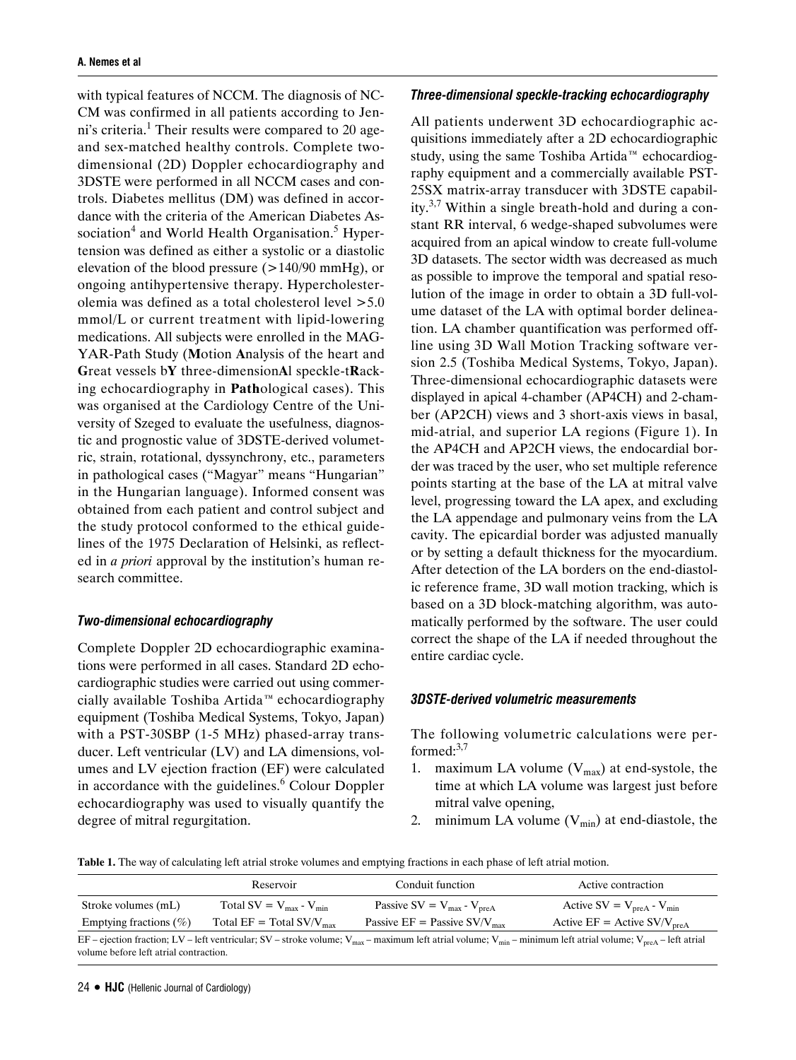with typical features of NCCM. The diagnosis of NCCM was confirmed in all patients according to Jenni's criteria.[1] Their results were compared to 20 age- and sex-matched healthy controls. Complete two-dimensional (2D) Doppler echocardiography and 3DSTE were performed in all NCCM cases and controls. Diabetes mellitus (DM) was defined in accordance with the criteria of the American Diabetes Association[4] and World Health Organisation.[5] Hypertension was defined as either a systolic or a diastolic elevation of the blood pressure (>140/90 mmHg), or ongoing antihypertensive therapy. Hypercholesterolemia was defined as a total cholesterol level >5.0 mmol/L or current treatment with lipid-lowering medications. All subjects were enrolled in the MAGYAR-Path Study (**M**otion **A**nalysis of the heart and **G**reat vessels b**Y** three-dimension**A**l speckle-t**R**acking echocardiography in **Path**ological cases). This was organised at the Cardiology Centre of the University of Szeged to evaluate the usefulness, diagnostic and prognostic value of 3DSTE-derived volumetric, strain, rotational, dyssynchrony, etc., parameters in pathological cases ("Magyar" means "Hungarian" in the Hungarian language). Informed consent was obtained from each patient and control subject and the study protocol conformed to the ethical guidelines of the 1975 Declaration of Helsinki, as reflected in *a priori* approval by the institution's human research committee.

### *Two-dimensional echocardiography*

Complete Doppler 2D echocardiographic examinations were performed in all cases. Standard 2D echocardiographic studies were carried out using commercially available Toshiba Artida™ echocardiography equipment (Toshiba Medical Systems, Tokyo, Japan) with a PST-30SBP (1-5 MHz) phased-array transducer. Left ventricular (LV) and LA dimensions, volumes and LV ejection fraction (EF) were calculated in accordance with the guidelines.[6] Colour Doppler echocardiography was used to visually quantify the degree of mitral regurgitation.

### *Three-dimensional speckle-tracking echocardiography*

All patients underwent 3D echocardiographic acquisitions immediately after a 2D echocardiographic study, using the same Toshiba Artida™ echocardiography equipment and a commercially available PST-25SX matrix-array transducer with 3DSTE capability.[3,7] Within a single breath-hold and during a constant RR interval, 6 wedge-shaped subvolumes were acquired from an apical window to create full-volume 3D datasets. The sector width was decreased as much as possible to improve the temporal and spatial resolution of the image in order to obtain a 3D full-volume dataset of the LA with optimal border delineation. LA chamber quantification was performed offline using 3D Wall Motion Tracking software version 2.5 (Toshiba Medical Systems, Tokyo, Japan). Three-dimensional echocardiographic datasets were displayed in apical 4-chamber (AP4CH) and 2-chamber (AP2CH) views and 3 short-axis views in basal, mid-atrial, and superior LA regions (Figure 1). In the AP4CH and AP2CH views, the endocardial border was traced by the user, who set multiple reference points starting at the base of the LA at mitral valve level, progressing toward the LA apex, and excluding the LA appendage and pulmonary veins from the LA cavity. The epicardial border was adjusted manually or by setting a default thickness for the myocardium. After detection of the LA borders on the end-diastolic reference frame, 3D wall motion tracking, which is based on a 3D block-matching algorithm, was automatically performed by the software. The user could correct the shape of the LA if needed throughout the entire cardiac cycle.

### *3DSTE-derived volumetric measurements*

The following volumetric calculations were performed:[3,7]

1. maximum LA volume ($V_{max}$) at end-systole, the time at which LA volume was largest just before mitral valve opening,
2. minimum LA volume ($V_{min}$) at end-diastole, the

**Table 1.** The way of calculating left atrial stroke volumes and emptying fractions in each phase of left atrial motion.

| | Reservoir | Conduit function | Active contraction |
|---|---|---|---|
| Stroke volumes (mL) | Total SV = $V_{max}$ - $V_{min}$ | Passive SV = $V_{max}$ - $V_{preA}$ | Active SV = $V_{preA}$ - $V_{min}$ |
| Emptying fractions (%) | Total EF = Total SV/$V_{max}$ | Passive EF = Passive SV/$V_{max}$ | Active EF = Active SV/$V_{preA}$ |

EF – ejection fraction; LV – left ventricular; SV – stroke volume; $V_{max}$ – maximum left atrial volume; $V_{min}$ – minimum left atrial volume; $V_{preA}$ – left atrial volume before left atrial contraction.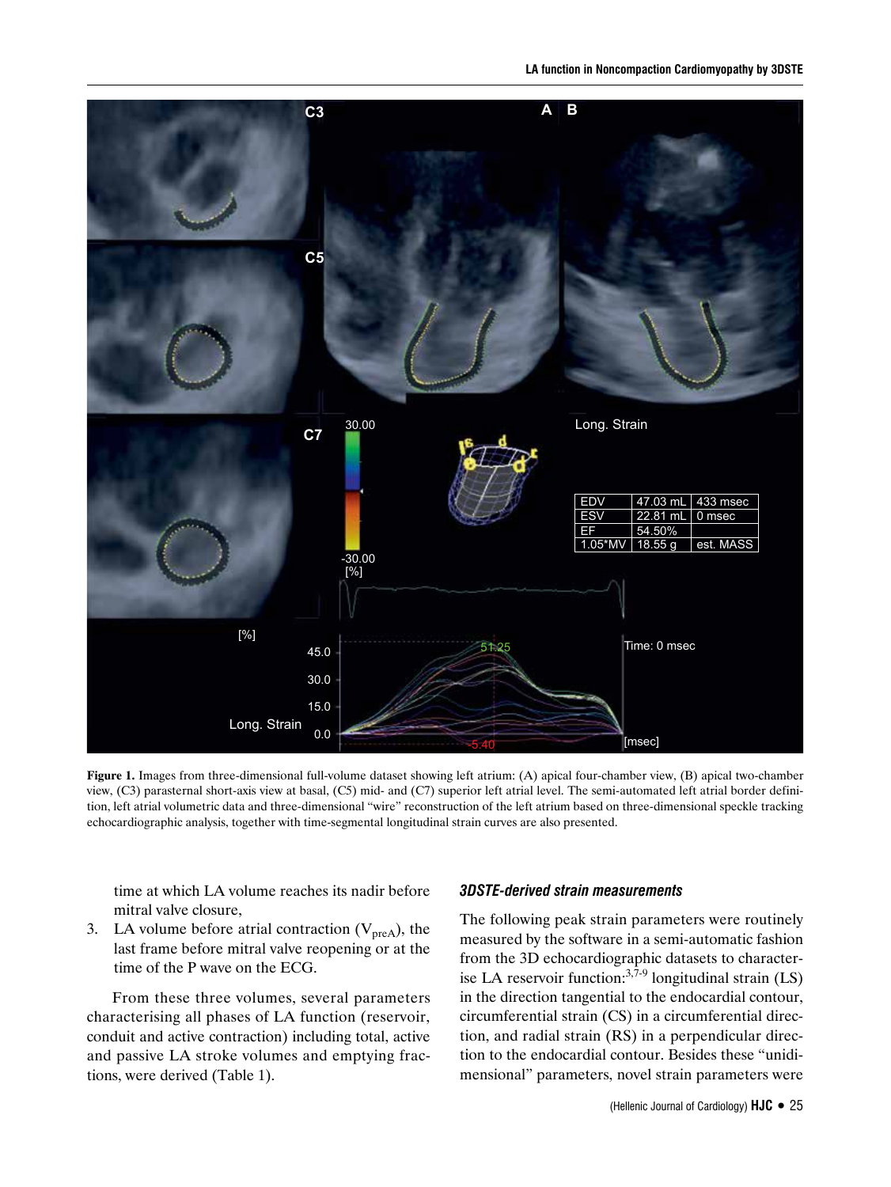**Figure 1.** Images from three-dimensional full-volume dataset showing left atrium: (A) apical four-chamber view, (B) apical two-chamber view, (C3) parasternal short-axis view at basal, (C5) mid- and (C7) superior left atrial level. The semi-automated left atrial border definition, left atrial volumetric data and three-dimensional "wire" reconstruction of the left atrium based on three-dimensional speckle tracking echocardiographic analysis, together with time-segmental longitudinal strain curves are also presented.

time at which LA volume reaches its nadir before mitral valve closure,

3. LA volume before atrial contraction ($V_{preA}$), the last frame before mitral valve reopening or at the time of the P wave on the ECG.

From these three volumes, several parameters characterising all phases of LA function (reservoir, conduit and active contraction) including total, active and passive LA stroke volumes and emptying fractions, were derived (Table 1).

### 3DSTE-derived strain measurements

The following peak strain parameters were routinely measured by the software in a semi-automatic fashion from the 3D echocardiographic datasets to characterise LA reservoir function:[3,7-9] longitudinal strain (LS) in the direction tangential to the endocardial contour, circumferential strain (CS) in a circumferential direction, and radial strain (RS) in a perpendicular direction to the endocardial contour. Besides these "unidimensional" parameters, novel strain parameters were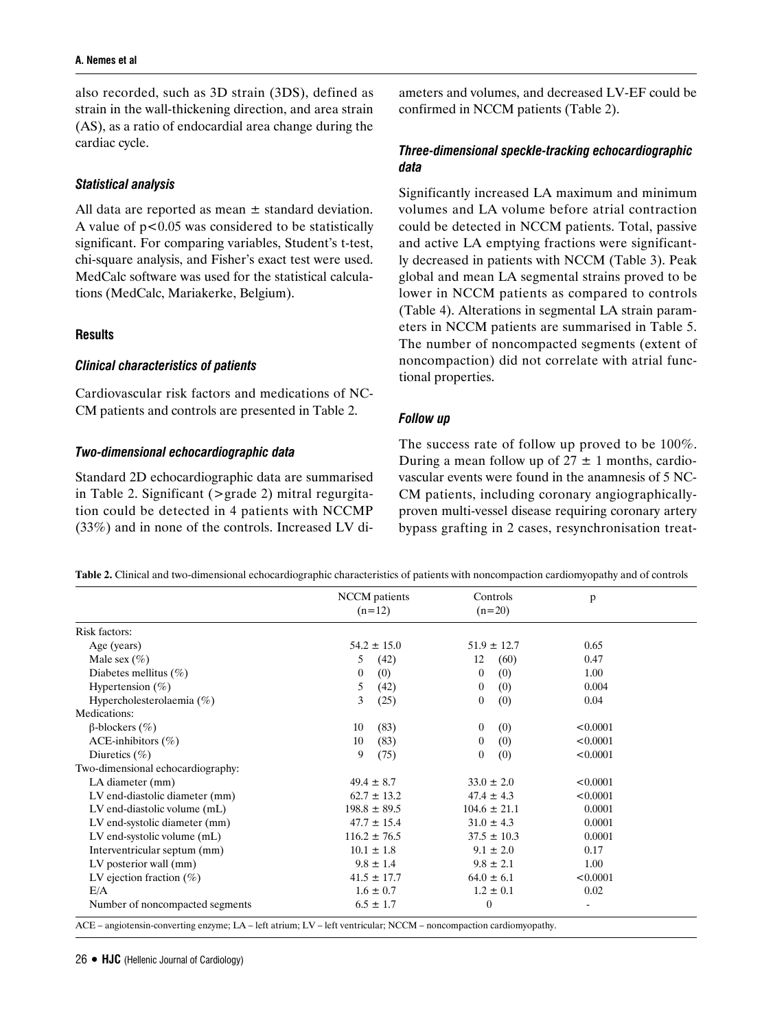also recorded, such as 3D strain (3DS), defined as strain in the wall-thickening direction, and area strain (AS), as a ratio of endocardial area change during the cardiac cycle.

### *Statistical analysis*

All data are reported as mean ± standard deviation. A value of $p<0.05$ was considered to be statistically significant. For comparing variables, Student's t-test, chi-square analysis, and Fisher's exact test were used. MedCalc software was used for the statistical calculations (MedCalc, Mariakerke, Belgium).

## Results

### *Clinical characteristics of patients*

Cardiovascular risk factors and medications of NCCM patients and controls are presented in Table 2.

### *Two-dimensional echocardiographic data*

Standard 2D echocardiographic data are summarised in Table 2. Significant (>grade 2) mitral regurgitation could be detected in 4 patients with NCCMP (33%) and in none of the controls. Increased LV diameters and volumes, and decreased LV-EF could be confirmed in NCCM patients (Table 2).

### *Three-dimensional speckle-tracking echocardiographic data*

Significantly increased LA maximum and minimum volumes and LA volume before atrial contraction could be detected in NCCM patients. Total, passive and active LA emptying fractions were significantly decreased in patients with NCCM (Table 3). Peak global and mean LA segmental strains proved to be lower in NCCM patients as compared to controls (Table 4). Alterations in segmental LA strain parameters in NCCM patients are summarised in Table 5. The number of noncompacted segments (extent of noncompaction) did not correlate with atrial functional properties.

### *Follow up*

The success rate of follow up proved to be 100%. During a mean follow up of 27 ± 1 months, cardiovascular events were found in the anamnesis of 5 NCCM patients, including coronary angiographically-proven multi-vessel disease requiring coronary artery bypass grafting in 2 cases, resynchronisation treat-

**Table 2.** Clinical and two-dimensional echocardiographic characteristics of patients with noncompaction cardiomyopathy and of controls

| | NCCM patients (n=12) | Controls (n=20) | p |
|---|---|---|---|
| Risk factors: | | | |
| Age (years) | 54.2 ± 15.0 | 51.9 ± 12.7 | 0.65 |
| Male sex (%) | 5 (42) | 12 (60) | 0.47 |
| Diabetes mellitus (%) | 0 (0) | 0 (0) | 1.00 |
| Hypertension (%) | 5 (42) | 0 (0) | 0.004 |
| Hypercholesterolaemia (%) | 3 (25) | 0 (0) | 0.04 |
| Medications: | | | |
| β-blockers (%) | 10 (83) | 0 (0) | <0.0001 |
| ACE-inhibitors (%) | 10 (83) | 0 (0) | <0.0001 |
| Diuretics (%) | 9 (75) | 0 (0) | <0.0001 |
| Two-dimensional echocardiography: | | | |
| LA diameter (mm) | 49.4 ± 8.7 | 33.0 ± 2.0 | <0.0001 |
| LV end-diastolic diameter (mm) | 62.7 ± 13.2 | 47.4 ± 4.3 | <0.0001 |
| LV end-diastolic volume (mL) | 198.8 ± 89.5 | 104.6 ± 21.1 | 0.0001 |
| LV end-systolic diameter (mm) | 47.7 ± 15.4 | 31.0 ± 4.3 | 0.0001 |
| LV end-systolic volume (mL) | 116.2 ± 76.5 | 37.5 ± 10.3 | 0.0001 |
| Interventricular septum (mm) | 10.1 ± 1.8 | 9.1 ± 2.0 | 0.17 |
| LV posterior wall (mm) | 9.8 ± 1.4 | 9.8 ± 2.1 | 1.00 |
| LV ejection fraction (%) | 41.5 ± 17.7 | 64.0 ± 6.1 | <0.0001 |
| E/A | 1.6 ± 0.7 | 1.2 ± 0.1 | 0.02 |
| Number of noncompacted segments | 6.5 ± 1.7 | 0 | - |

ACE – angiotensin-converting enzyme; LA – left atrium; LV – left ventricular; NCCM – noncompaction cardiomyopathy.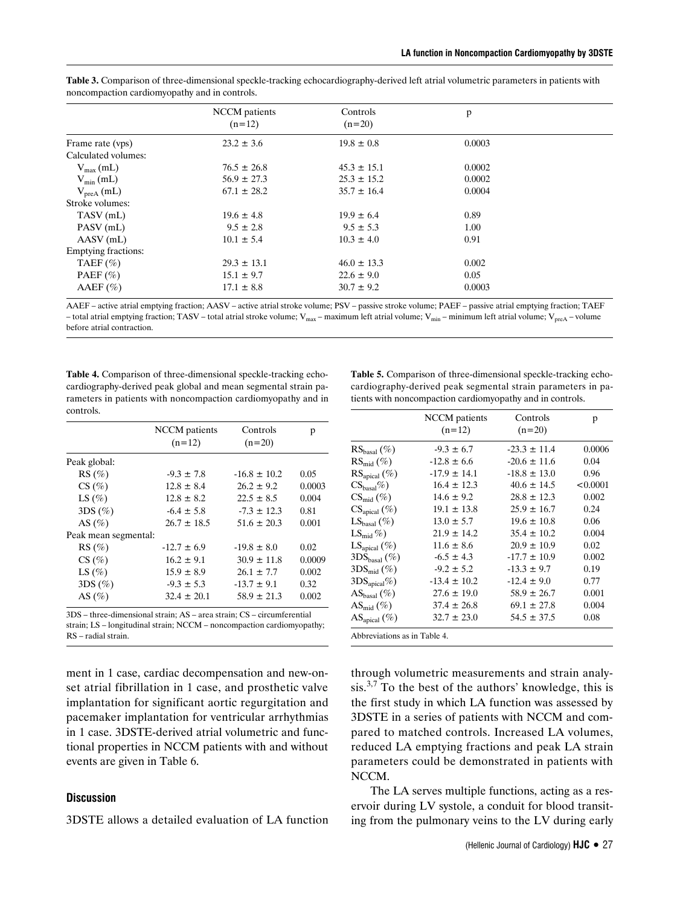**Table 3.** Comparison of three-dimensional speckle-tracking echocardiography-derived left atrial volumetric parameters in patients with noncompaction cardiomyopathy and in controls.

| | NCCM patients (n=12) | Controls (n=20) | p |
|---|---|---|---|
| Frame rate (vps) | 23.2 ± 3.6 | 19.8 ± 0.8 | 0.0003 |
| Calculated volumes: | | | |
| $V_{max}$ (mL) | 76.5 ± 26.8 | 45.3 ± 15.1 | 0.0002 |
| $V_{min}$ (mL) | 56.9 ± 27.3 | 25.3 ± 15.2 | 0.0002 |
| $V_{preA}$ (mL) | 67.1 ± 28.2 | 35.7 ± 16.4 | 0.0004 |
| Stroke volumes: | | | |
| TASV (mL) | 19.6 ± 4.8 | 19.9 ± 6.4 | 0.89 |
| PASV (mL) | 9.5 ± 2.8 | 9.5 ± 5.3 | 1.00 |
| AASV (mL) | 10.1 ± 5.4 | 10.3 ± 4.0 | 0.91 |
| Emptying fractions: | | | |
| TAEF (%) | 29.3 ± 13.1 | 46.0 ± 13.3 | 0.002 |
| PAEF (%) | 15.1 ± 9.7 | 22.6 ± 9.0 | 0.05 |
| AAEF (%) | 17.1 ± 8.8 | 30.7 ± 9.2 | 0.0003 |

AAEF – active atrial emptying fraction; AASV – active atrial stroke volume; PSV – passive stroke volume; PAEF – passive atrial emptying fraction; TAEF – total atrial emptying fraction; TASV – total atrial stroke volume; $V_{max}$ – maximum left atrial volume; $V_{min}$ – minimum left atrial volume; $V_{preA}$ – volume before atrial contraction.

**Table 4.** Comparison of three-dimensional speckle-tracking echocardiography-derived peak global and mean segmental strain parameters in patients with noncompaction cardiomyopathy and in controls.

| | NCCM patients (n=12) | Controls (n=20) | p |
|---|---|---|---|
| Peak global: | | | |
| RS (%) | -9.3 ± 7.8 | -16.8 ± 10.2 | 0.05 |
| CS (%) | 12.8 ± 8.4 | 26.2 ± 9.2 | 0.0003 |
| LS (%) | 12.8 ± 8.2 | 22.5 ± 8.5 | 0.004 |
| 3DS (%) | -6.4 ± 5.8 | -7.3 ± 12.3 | 0.81 |
| AS (%) | 26.7 ± 18.5 | 51.6 ± 20.3 | 0.001 |
| Peak mean segmental: | | | |
| RS (%) | -12.7 ± 6.9 | -19.8 ± 8.0 | 0.02 |
| CS (%) | 16.2 ± 9.1 | 30.9 ± 11.8 | 0.0009 |
| LS (%) | 15.9 ± 8.9 | 26.1 ± 7.7 | 0.002 |
| 3DS (%) | -9.3 ± 5.3 | -13.7 ± 9.1 | 0.32 |
| AS (%) | 32.4 ± 20.1 | 58.9 ± 21.3 | 0.002 |

3DS – three-dimensional strain; AS – area strain; CS – circumferential strain; LS – longitudinal strain; NCCM – noncompaction cardiomyopathy; RS – radial strain.

**Table 5.** Comparison of three-dimensional speckle-tracking echocardiography-derived peak segmental strain parameters in patients with noncompaction cardiomyopathy and in controls.

| | NCCM patients (n=12) | Controls (n=20) | p |
|---|---|---|---|
| $RS_{basal}$ (%) | -9.3 ± 6.7 | -23.3 ± 11.4 | 0.0006 |
| $RS_{mid}$ (%) | -12.8 ± 6.6 | -20.6 ± 11.6 | 0.04 |
| $RS_{apical}$ (%) | -17.9 ± 14.1 | -18.8 ± 13.0 | 0.96 |
| $CS_{basal}$%) | 16.4 ± 12.3 | 40.6 ± 14.5 | <0.0001 |
| $CS_{mid}$ (%) | 14.6 ± 9.2 | 28.8 ± 12.3 | 0.002 |
| $CS_{apical}$ (%) | 19.1 ± 13.8 | 25.9 ± 16.7 | 0.24 |
| $LS_{basal}$ (%) | 13.0 ± 5.7 | 19.6 ± 10.8 | 0.06 |
| $LS_{mid}$ %) | 21.9 ± 14.2 | 35.4 ± 10.2 | 0.004 |
| $LS_{apical}$ (%) | 11.6 ± 8.6 | 20.9 ± 10.9 | 0.02 |
| $3DS_{basal}$ (%) | -6.5 ± 4.3 | -17.7 ± 10.9 | 0.002 |
| $3DS_{mid}$ (%) | -9.2 ± 5.2 | -13.3 ± 9.7 | 0.19 |
| $3DS_{apical}$%) | -13.4 ± 10.2 | -12.4 ± 9.0 | 0.77 |
| $AS_{basal}$ (%) | 27.6 ± 19.0 | 58.9 ± 26.7 | 0.001 |
| $AS_{mid}$ (%) | 37.4 ± 26.8 | 69.1 ± 27.8 | 0.004 |
| $AS_{apical}$ (%) | 32.7 ± 23.0 | 54.5 ± 37.5 | 0.08 |

Abbreviations as in Table 4.

ment in 1 case, cardiac decompensation and new-onset atrial fibrillation in 1 case, and prosthetic valve implantation for significant aortic regurgitation and pacemaker implantation for ventricular arrhythmias in 1 case. 3DSTE-derived atrial volumetric and functional properties in NCCM patients with and without events are given in Table 6.

## Discussion

3DSTE allows a detailed evaluation of LA function through volumetric measurements and strain analysis.[3,7] To the best of the authors' knowledge, this is the first study in which LA function was assessed by 3DSTE in a series of patients with NCCM and compared to matched controls. Increased LA volumes, reduced LA emptying fractions and peak LA strain parameters could be demonstrated in patients with NCCM.

The LA serves multiple functions, acting as a reservoir during LV systole, a conduit for blood transiting from the pulmonary veins to the LV during early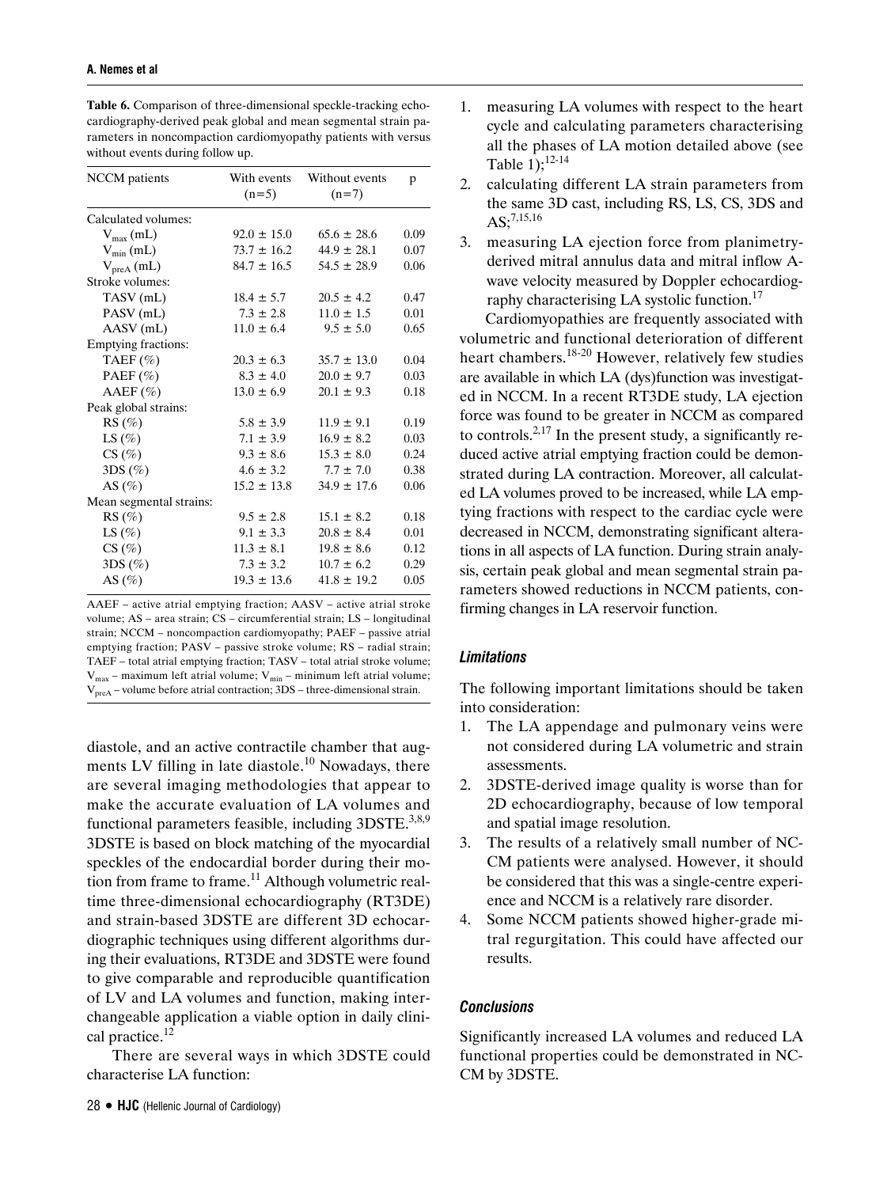**Table 6.** Comparison of three-dimensional speckle-tracking echocardiography-derived peak global and mean segmental strain parameters in noncompaction cardiomyopathy patients with versus without events during follow up.

| NCCM patients | With events (n=5) | Without events (n=7) | p |
|---|---|---|---|
| Calculated volumes: | | | |
| $V_{max}$ (mL) | 92.0 ± 15.0 | 65.6 ± 28.6 | 0.09 |
| $V_{min}$ (mL) | 73.7 ± 16.2 | 44.9 ± 28.1 | 0.07 |
| $V_{preA}$ (mL) | 84.7 ± 16.5 | 54.5 ± 28.9 | 0.06 |
| Stroke volumes: | | | |
| TASV (mL) | 18.4 ± 5.7 | 20.5 ± 4.2 | 0.47 |
| PASV (mL) | 7.3 ± 2.8 | 11.0 ± 1.5 | 0.01 |
| AASV (mL) | 11.0 ± 6.4 | 9.5 ± 5.0 | 0.65 |
| Emptying fractions: | | | |
| TAEF (%) | 20.3 ± 6.3 | 35.7 ± 13.0 | 0.04 |
| PAEF (%) | 8.3 ± 4.0 | 20.0 ± 9.7 | 0.03 |
| AAEF (%) | 13.0 ± 6.9 | 20.1 ± 9.3 | 0.18 |
| Peak global strains: | | | |
| RS (%) | 5.8 ± 3.9 | 11.9 ± 9.1 | 0.19 |
| LS (%) | 7.1 ± 3.9 | 16.9 ± 8.2 | 0.03 |
| CS (%) | 9.3 ± 8.6 | 15.3 ± 8.0 | 0.24 |
| 3DS (%) | 4.6 ± 3.2 | 7.7 ± 7.0 | 0.38 |
| AS (%) | 15.2 ± 13.8 | 34.9 ± 17.6 | 0.06 |
| Mean segmental strains: | | | |
| RS (%) | 9.5 ± 2.8 | 15.1 ± 8.2 | 0.18 |
| LS (%) | 9.1 ± 3.3 | 20.8 ± 8.4 | 0.01 |
| CS (%) | 11.3 ± 8.1 | 19.8 ± 8.6 | 0.12 |
| 3DS (%) | 7.3 ± 3.2 | 10.7 ± 6.2 | 0.29 |
| AS (%) | 19.3 ± 13.6 | 41.8 ± 19.2 | 0.05 |

AAEF – active atrial emptying fraction; AASV – active atrial stroke volume; AS – area strain; CS – circumferential strain; LS – longitudinal strain; NCCM – noncompaction cardiomyopathy; PAEF – passive atrial emptying fraction; PASV – passive stroke volume; RS – radial strain; TAEF – total atrial emptying fraction; TASV – total atrial stroke volume; $V_{max}$ – maximum left atrial volume; $V_{min}$ – minimum left atrial volume; $V_{preA}$ – volume before atrial contraction; 3DS – three-dimensional strain.

diastole, and an active contractile chamber that augments LV filling in late diastole.[10] Nowadays, there are several imaging methodologies that appear to make the accurate evaluation of LA volumes and functional parameters feasible, including 3DSTE.[3,8,9] 3DSTE is based on block matching of the myocardial speckles of the endocardial border during their motion from frame to frame.[11] Although volumetric real-time three-dimensional echocardiography (RT3DE) and strain-based 3DSTE are different 3D echocardiographic techniques using different algorithms during their evaluations, RT3DE and 3DSTE were found to give comparable and reproducible quantification of LV and LA volumes and function, making interchangeable application a viable option in daily clinical practice.[12]

There are several ways in which 3DSTE could characterise LA function:

1. measuring LA volumes with respect to the heart cycle and calculating parameters characterising all the phases of LA motion detailed above (see Table 1);[12-14]
2. calculating different LA strain parameters from the same 3D cast, including RS, LS, CS, 3DS and AS;[7,15,16]
3. measuring LA ejection force from planimetry-derived mitral annulus data and mitral inflow A-wave velocity measured by Doppler echocardiography characterising LA systolic function.[17]

Cardiomyopathies are frequently associated with volumetric and functional deterioration of different heart chambers.[18-20] However, relatively few studies are available in which LA (dys)function was investigated in NCCM. In a recent RT3DE study, LA ejection force was found to be greater in NCCM as compared to controls.[2,17] In the present study, a significantly reduced active atrial emptying fraction could be demonstrated during LA contraction. Moreover, all calculated LA volumes proved to be increased, while LA emptying fractions with respect to the cardiac cycle were decreased in NCCM, demonstrating significant alterations in all aspects of LA function. During strain analysis, certain peak global and mean segmental strain parameters showed reductions in NCCM patients, confirming changes in LA reservoir function.

### Limitations

The following important limitations should be taken into consideration:

1. The LA appendage and pulmonary veins were not considered during LA volumetric and strain assessments.
2. 3DSTE-derived image quality is worse than for 2D echocardiography, because of low temporal and spatial image resolution.
3. The results of a relatively small number of NCCM patients were analysed. However, it should be considered that this was a single-centre experience and NCCM is a relatively rare disorder.
4. Some NCCM patients showed higher-grade mitral regurgitation. This could have affected our results.

### Conclusions

Significantly increased LA volumes and reduced LA functional properties could be demonstrated in NCCM by 3DSTE.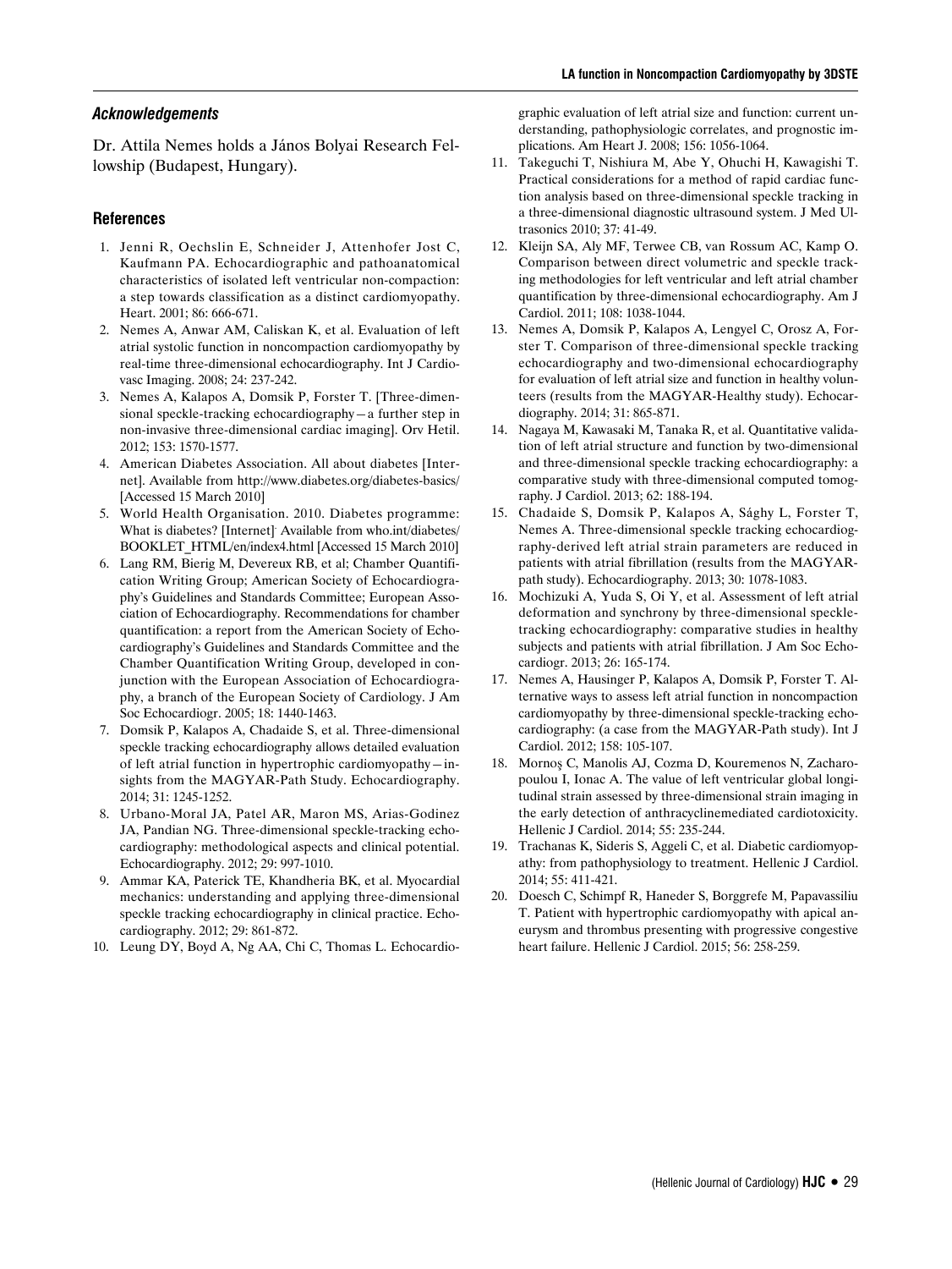### *Acknowledgements*

Dr. Attila Nemes holds a János Bolyai Research Fellowship (Budapest, Hungary).

### References

1. Jenni R, Oechslin E, Schneider J, Attenhofer Jost C, Kaufmann PA. Echocardiographic and pathoanatomical characteristics of isolated left ventricular non-compaction: a step towards classification as a distinct cardiomyopathy. Heart. 2001; 86: 666-671.
2. Nemes A, Anwar AM, Caliskan K, et al. Evaluation of left atrial systolic function in noncompaction cardiomyopathy by real-time three-dimensional echocardiography. Int J Cardiovasc Imaging. 2008; 24: 237-242.
3. Nemes A, Kalapos A, Domsik P, Forster T. [Three-dimensional speckle-tracking echocardiography—a further step in non-invasive three-dimensional cardiac imaging]. Orv Hetil. 2012; 153: 1570-1577.
4. American Diabetes Association. All about diabetes [Internet]. Available from http://www.diabetes.org/diabetes-basics/ [Accessed 15 March 2010]
5. World Health Organisation. 2010. Diabetes programme: What is diabetes? [Internet]. Available from who.int/diabetes/BOOKLET_HTML/en/index4.html [Accessed 15 March 2010]
6. Lang RM, Bierig M, Devereux RB, et al; Chamber Quantification Writing Group; American Society of Echocardiography's Guidelines and Standards Committee; European Association of Echocardiography. Recommendations for chamber quantification: a report from the American Society of Echocardiography's Guidelines and Standards Committee and the Chamber Quantification Writing Group, developed in conjunction with the European Association of Echocardiography, a branch of the European Society of Cardiology. J Am Soc Echocardiogr. 2005; 18: 1440-1463.
7. Domsik P, Kalapos A, Chadaide S, et al. Three-dimensional speckle tracking echocardiography allows detailed evaluation of left atrial function in hypertrophic cardiomyopathy—insights from the MAGYAR-Path Study. Echocardiography. 2014; 31: 1245-1252.
8. Urbano-Moral JA, Patel AR, Maron MS, Arias-Godinez JA, Pandian NG. Three-dimensional speckle-tracking echocardiography: methodological aspects and clinical potential. Echocardiography. 2012; 29: 997-1010.
9. Ammar KA, Paterick TE, Khandheria BK, et al. Myocardial mechanics: understanding and applying three-dimensional speckle tracking echocardiography in clinical practice. Echocardiography. 2012; 29: 861-872.
10. Leung DY, Boyd A, Ng AA, Chi C, Thomas L. Echocardiographic evaluation of left atrial size and function: current understanding, pathophysiologic correlates, and prognostic implications. Am Heart J. 2008; 156: 1056-1064.
11. Takeguchi T, Nishiura M, Abe Y, Ohuchi H, Kawagishi T. Practical considerations for a method of rapid cardiac function analysis based on three-dimensional speckle tracking in a three-dimensional diagnostic ultrasound system. J Med Ultrasonics 2010; 37: 41-49.
12. Kleijn SA, Aly MF, Terwee CB, van Rossum AC, Kamp O. Comparison between direct volumetric and speckle tracking methodologies for left ventricular and left atrial chamber quantification by three-dimensional echocardiography. Am J Cardiol. 2011; 108: 1038-1044.
13. Nemes A, Domsik P, Kalapos A, Lengyel C, Orosz A, Forster T. Comparison of three-dimensional speckle tracking echocardiography and two-dimensional echocardiography for evaluation of left atrial size and function in healthy volunteers (results from the MAGYAR-Healthy study). Echocardiography. 2014; 31: 865-871.
14. Nagaya M, Kawasaki M, Tanaka R, et al. Quantitative validation of left atrial structure and function by two-dimensional and three-dimensional speckle tracking echocardiography: a comparative study with three-dimensional computed tomography. J Cardiol. 2013; 62: 188-194.
15. Chadaide S, Domsik P, Kalapos A, Sághy L, Forster T, Nemes A. Three-dimensional speckle tracking echocardiography-derived left atrial strain parameters are reduced in patients with atrial fibrillation (results from the MAGYAR-path study). Echocardiography. 2013; 30: 1078-1083.
16. Mochizuki A, Yuda S, Oi Y, et al. Assessment of left atrial deformation and synchrony by three-dimensional speckle-tracking echocardiography: comparative studies in healthy subjects and patients with atrial fibrillation. J Am Soc Echocardiogr. 2013; 26: 165-174.
17. Nemes A, Hausinger P, Kalapos A, Domsik P, Forster T. Alternative ways to assess left atrial function in noncompaction cardiomyopathy by three-dimensional speckle-tracking echocardiography: (a case from the MAGYAR-Path study). Int J Cardiol. 2012; 158: 105-107.
18. Mornoş C, Manolis AJ, Cozma D, Kouremenos N, Zacharopoulou I, Ionac A. The value of left ventricular global longitudinal strain assessed by three-dimensional strain imaging in the early detection of anthracyclinemediated cardiotoxicity. Hellenic J Cardiol. 2014; 55: 235-244.
19. Trachanas K, Sideris S, Aggeli C, et al. Diabetic cardiomyopathy: from pathophysiology to treatment. Hellenic J Cardiol. 2014; 55: 411-421.
20. Doesch C, Schimpf R, Haneder S, Borggrefe M, Papavassiliu T. Patient with hypertrophic cardiomyopathy with apical aneurysm and thrombus presenting with progressive congestive heart failure. Hellenic J Cardiol. 2015; 56: 258-259.